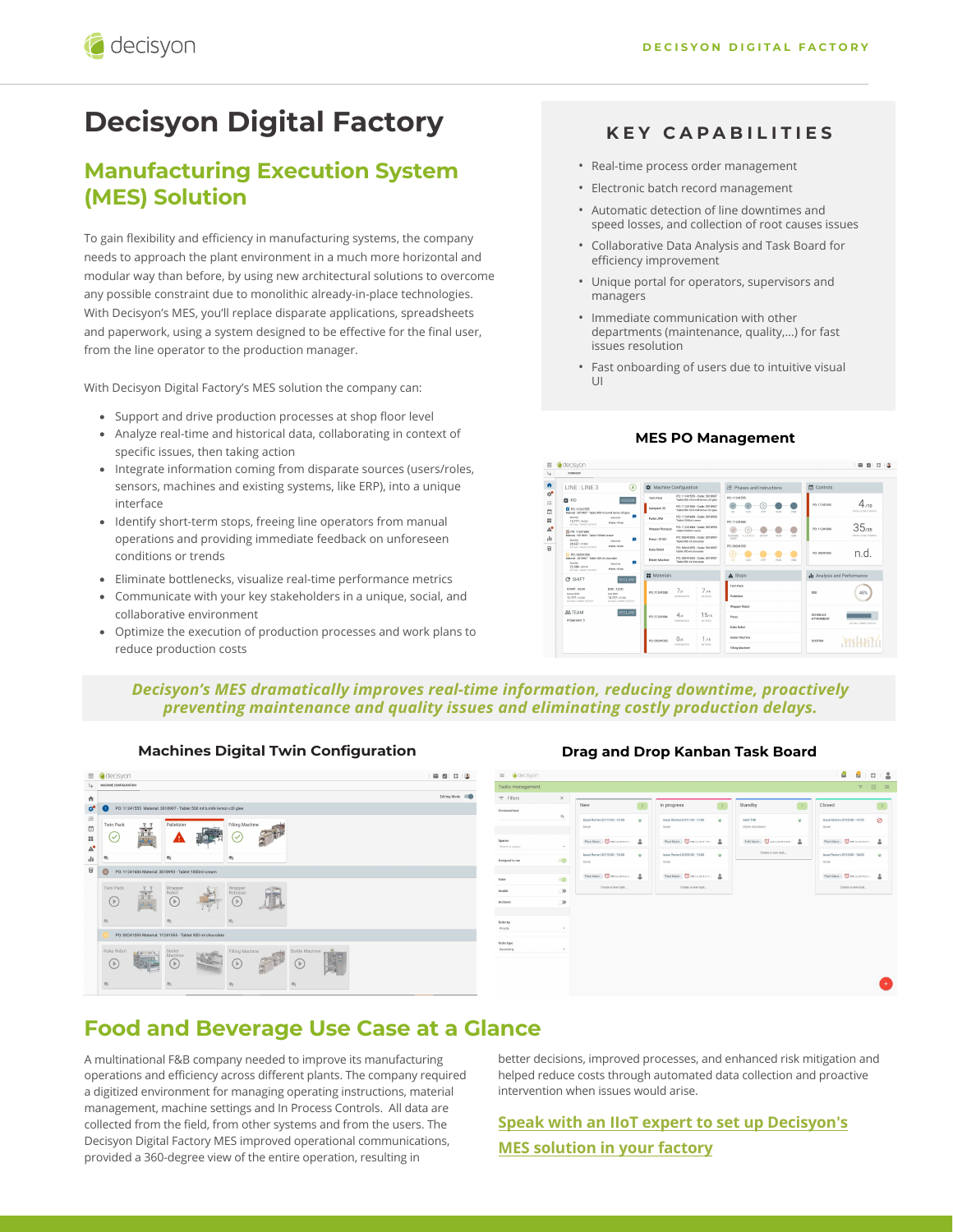# Decisyon Digital Factory

## Manufacturing Execution System (MES) Solution

To gain flexibility and efficiency in manufacturing systems, the company needs to approach the plant environment in a much more horizontal and modular way than before, by using new architectural solutions to overcome any possible constraint due to monolithic already-in-place technologies. With Decisyon's MES, you'll replace disparate applications, spreadsheets and paperwork, using a system designed to be effective for the final user, from the line operator to the production manager.

With Decisyon Digital Factory's MES solution the company can:

- Support and drive production processes at shop floor level
- Analyze real-time and historical data, collaborating in context of specific issues, then taking action
- Integrate information coming from disparate sources (users/roles, sensors, machines and existing systems, like ERP), into a unique interface
- Identify short-term stops, freeing line operators from manual operations and providing immediate feedback on unforeseen conditions or trends
- Eliminate bottlenecks, visualize real-time performance metrics
- Communicate with your key stakeholders in a unique, social, and collaborative environment
- Optimize the execution of production processes and work plans to reduce production costs

### KEY CAPABILITIES

- Real-time process order management
- Electronic batch record management
- Automatic detection of line downtimes and speed losses, and collection of root causes issues
- Collaborative Data Analysis and Task Board for efficiency improvement
- Unique portal for operators, supervisors and managers
- Immediate communication with other departments (maintenance, quality,...) for fast issues resolution
- Fast onboarding of users due to intuitive visual UI

**MES PO Management**

***Decisyon's MES dramatically improves real-time information, reducing downtime, proactively preventing maintenance and quality issues and eliminating costly production delays.***

**Machines Digital Twin Configuration**

**Drag and Drop Kanban Task Board**

## Food and Beverage Use Case at a Glance

A multinational F&B company needed to improve its manufacturing operations and efficiency across different plants. The company required a digitized environment for managing operating instructions, material management, machine settings and In Process Controls. All data are collected from the field, from other systems and from the users. The Decisyon Digital Factory MES improved operational communications, provided a 360-degree view of the entire operation, resulting in better decisions, improved processes, and enhanced risk mitigation and helped reduce costs through automated data collection and proactive intervention when issues would arise.

[Speak with an IIoT expert to set up Decisyon's MES solution in your factory]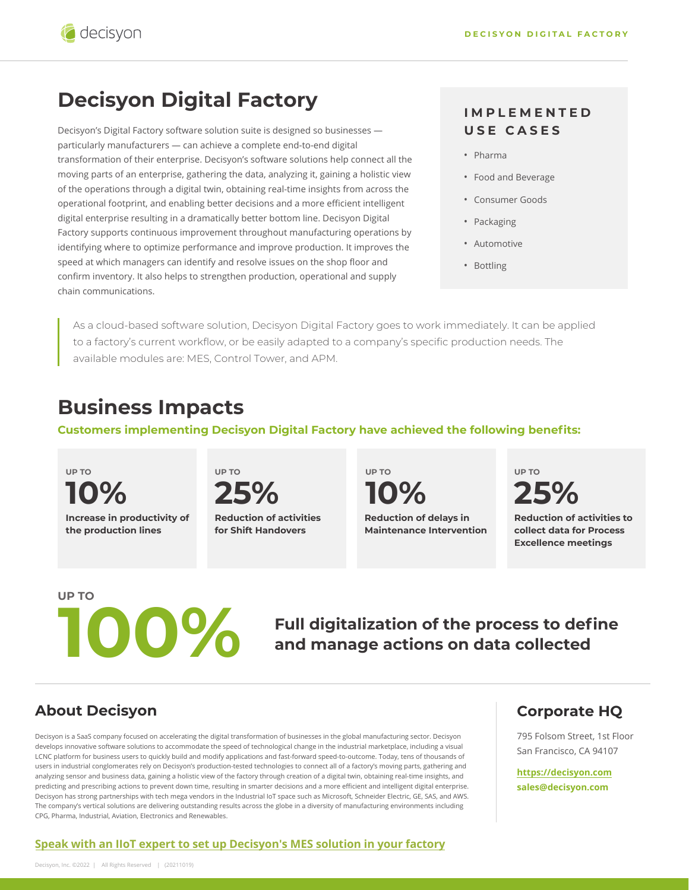# Decisyon Digital Factory

Decisyon's Digital Factory software solution suite is designed so businesses — particularly manufacturers — can achieve a complete end-to-end digital transformation of their enterprise. Decisyon's software solutions help connect all the moving parts of an enterprise, gathering the data, analyzing it, gaining a holistic view of the operations through a digital twin, obtaining real-time insights from across the operational footprint, and enabling better decisions and a more efficient intelligent digital enterprise resulting in a dramatically better bottom line. Decisyon Digital Factory supports continuous improvement throughout manufacturing operations by identifying where to optimize performance and improve production. It improves the speed at which managers can identify and resolve issues on the shop floor and confirm inventory. It also helps to strengthen production, operational and supply chain communications.

### IMPLEMENTED USE CASES

- Pharma
- Food and Beverage
- Consumer Goods
- Packaging
- Automotive
- Bottling

> As a cloud-based software solution, Decisyon Digital Factory goes to work immediately. It can be applied to a factory's current workflow, or be easily adapted to a company's specific production needs. The available modules are: MES, Control Tower, and APM.

## Business Impacts

**Customers implementing Decisyon Digital Factory have achieved the following benefits:**

UP TO **10%** **Increase in productivity of the production lines**

UP TO **25%** **Reduction of activities for Shift Handovers**

UP TO **10%** **Reduction of delays in Maintenance Intervention**

UP TO **25%** **Reduction of activities to collect data for Process Excellence meetings**

UP TO **100%** **Full digitalization of the process to define and manage actions on data collected**

## About Decisyon

Decisyon is a SaaS company focused on accelerating the digital transformation of businesses in the global manufacturing sector. Decisyon develops innovative software solutions to accommodate the speed of technological change in the industrial marketplace, including a visual LCNC platform for business users to quickly build and modify applications and fast-forward speed-to-outcome. Today, tens of thousands of users in industrial conglomerates rely on Decisyon's production-tested technologies to connect all of a factory's moving parts, gathering and analyzing sensor and business data, gaining a holistic view of the factory through creation of a digital twin, obtaining real-time insights, and predicting and prescribing actions to prevent down time, resulting in smarter decisions and a more efficient and intelligent digital enterprise. Decisyon has strong partnerships with tech mega vendors in the Industrial IoT space such as Microsoft, Schneider Electric, GE, SAS, and AWS. The company's vertical solutions are delivering outstanding results across the globe in a diversity of manufacturing environments including CPG, Pharma, Industrial, Aviation, Electronics and Renewables.

## Corporate HQ

795 Folsom Street, 1st Floor
San Francisco, CA 94107

**https://decisyon.com**
**sales@decisyon.com**

**Speak with an IIoT expert to set up Decisyon's MES solution in your factory**

Decisyon, Inc. ©2022 | All Rights Reserved | (20211019)